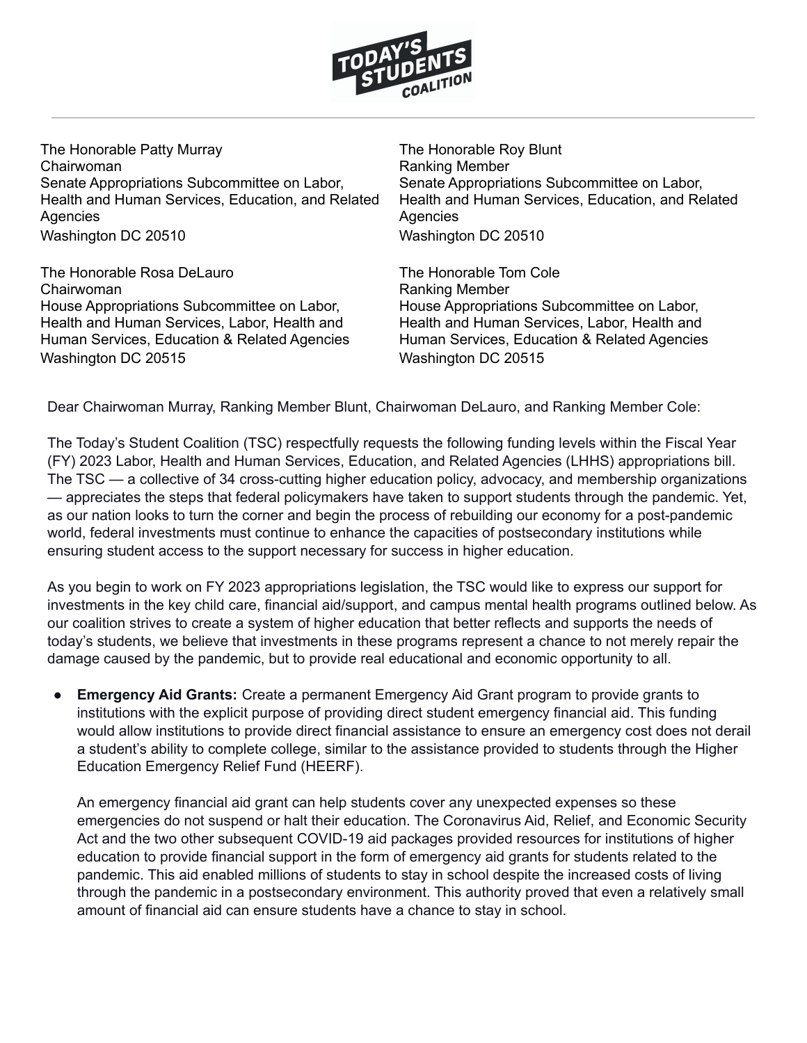The Honorable Patty Murray
Chairwoman
Senate Appropriations Subcommittee on Labor, Health and Human Services, Education, and Related Agencies
Washington DC 20510

The Honorable Roy Blunt
Ranking Member
Senate Appropriations Subcommittee on Labor, Health and Human Services, Education, and Related Agencies
Washington DC 20510

The Honorable Rosa DeLauro
Chairwoman
House Appropriations Subcommittee on Labor, Health and Human Services, Labor, Health and Human Services, Education & Related Agencies
Washington DC 20515

The Honorable Tom Cole
Ranking Member
House Appropriations Subcommittee on Labor, Health and Human Services, Labor, Health and Human Services, Education & Related Agencies
Washington DC 20515

Dear Chairwoman Murray, Ranking Member Blunt, Chairwoman DeLauro, and Ranking Member Cole:

The Today's Student Coalition (TSC) respectfully requests the following funding levels within the Fiscal Year (FY) 2023 Labor, Health and Human Services, Education, and Related Agencies (LHHS) appropriations bill. The TSC — a collective of 34 cross-cutting higher education policy, advocacy, and membership organizations — appreciates the steps that federal policymakers have taken to support students through the pandemic. Yet, as our nation looks to turn the corner and begin the process of rebuilding our economy for a post-pandemic world, federal investments must continue to enhance the capacities of postsecondary institutions while ensuring student access to the support necessary for success in higher education.

As you begin to work on FY 2023 appropriations legislation, the TSC would like to express our support for investments in the key child care, financial aid/support, and campus mental health programs outlined below. As our coalition strives to create a system of higher education that better reflects and supports the needs of today's students, we believe that investments in these programs represent a chance to not merely repair the damage caused by the pandemic, but to provide real educational and economic opportunity to all.

- **Emergency Aid Grants:** Create a permanent Emergency Aid Grant program to provide grants to institutions with the explicit purpose of providing direct student emergency financial aid. This funding would allow institutions to provide direct financial assistance to ensure an emergency cost does not derail a student's ability to complete college, similar to the assistance provided to students through the Higher Education Emergency Relief Fund (HEERF).

  An emergency financial aid grant can help students cover any unexpected expenses so these emergencies do not suspend or halt their education. The Coronavirus Aid, Relief, and Economic Security Act and the two other subsequent COVID-19 aid packages provided resources for institutions of higher education to provide financial support in the form of emergency aid grants for students related to the pandemic. This aid enabled millions of students to stay in school despite the increased costs of living through the pandemic in a postsecondary environment. This authority proved that even a relatively small amount of financial aid can ensure students have a chance to stay in school.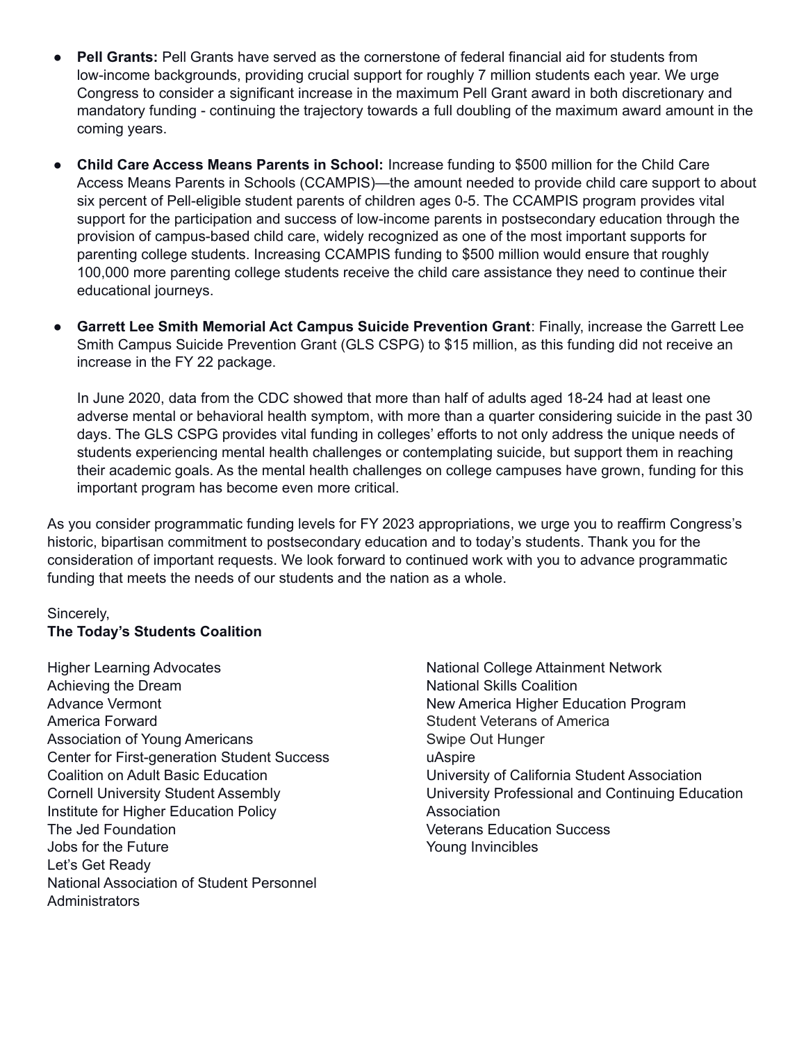- **Pell Grants:** Pell Grants have served as the cornerstone of federal financial aid for students from low-income backgrounds, providing crucial support for roughly 7 million students each year. We urge Congress to consider a significant increase in the maximum Pell Grant award in both discretionary and mandatory funding - continuing the trajectory towards a full doubling of the maximum award amount in the coming years.

- **Child Care Access Means Parents in School:** Increase funding to $500 million for the Child Care Access Means Parents in Schools (CCAMPIS)—the amount needed to provide child care support to about six percent of Pell-eligible student parents of children ages 0-5. The CCAMPIS program provides vital support for the participation and success of low-income parents in postsecondary education through the provision of campus-based child care, widely recognized as one of the most important supports for parenting college students. Increasing CCAMPIS funding to $500 million would ensure that roughly 100,000 more parenting college students receive the child care assistance they need to continue their educational journeys.

- **Garrett Lee Smith Memorial Act Campus Suicide Prevention Grant**: Finally, increase the Garrett Lee Smith Campus Suicide Prevention Grant (GLS CSPG) to $15 million, as this funding did not receive an increase in the FY 22 package.

  In June 2020, data from the CDC showed that more than half of adults aged 18-24 had at least one adverse mental or behavioral health symptom, with more than a quarter considering suicide in the past 30 days. The GLS CSPG provides vital funding in colleges' efforts to not only address the unique needs of students experiencing mental health challenges or contemplating suicide, but support them in reaching their academic goals. As the mental health challenges on college campuses have grown, funding for this important program has become even more critical.

As you consider programmatic funding levels for FY 2023 appropriations, we urge you to reaffirm Congress's historic, bipartisan commitment to postsecondary education and to today's students. Thank you for the consideration of important requests. We look forward to continued work with you to advance programmatic funding that meets the needs of our students and the nation as a whole.

Sincerely,
**The Today's Students Coalition**

Higher Learning Advocates
Achieving the Dream
Advance Vermont
America Forward
Association of Young Americans
Center for First-generation Student Success
Coalition on Adult Basic Education
Cornell University Student Assembly
Institute for Higher Education Policy
The Jed Foundation
Jobs for the Future
Let's Get Ready
National Association of Student Personnel Administrators
National College Attainment Network
National Skills Coalition
New America Higher Education Program
Student Veterans of America
Swipe Out Hunger
uAspire
University of California Student Association
University Professional and Continuing Education Association
Veterans Education Success
Young Invincibles